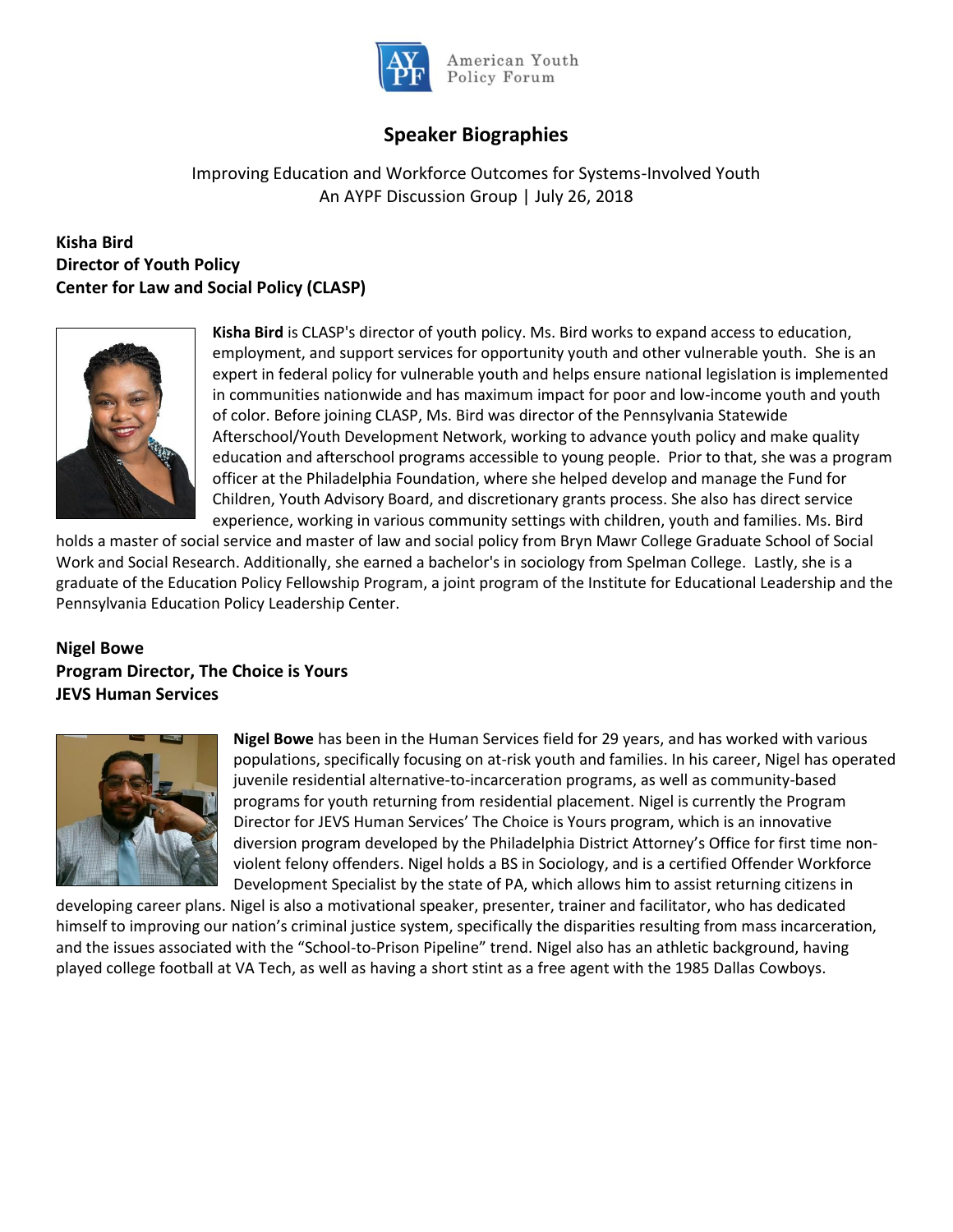American Youth Policy Forum

# Speaker Biographies

Improving Education and Workforce Outcomes for Systems-Involved Youth
An AYPF Discussion Group | July 26, 2018

### Kisha Bird
### Director of Youth Policy
### Center for Law and Social Policy (CLASP)

**Kisha Bird** is CLASP's director of youth policy. Ms. Bird works to expand access to education, employment, and support services for opportunity youth and other vulnerable youth. She is an expert in federal policy for vulnerable youth and helps ensure national legislation is implemented in communities nationwide and has maximum impact for poor and low-income youth and youth of color. Before joining CLASP, Ms. Bird was director of the Pennsylvania Statewide Afterschool/Youth Development Network, working to advance youth policy and make quality education and afterschool programs accessible to young people. Prior to that, she was a program officer at the Philadelphia Foundation, where she helped develop and manage the Fund for Children, Youth Advisory Board, and discretionary grants process. She also has direct service experience, working in various community settings with children, youth and families. Ms. Bird holds a master of social service and master of law and social policy from Bryn Mawr College Graduate School of Social Work and Social Research. Additionally, she earned a bachelor's in sociology from Spelman College. Lastly, she is a graduate of the Education Policy Fellowship Program, a joint program of the Institute for Educational Leadership and the Pennsylvania Education Policy Leadership Center.

### Nigel Bowe
### Program Director, The Choice is Yours
### JEVS Human Services

**Nigel Bowe** has been in the Human Services field for 29 years, and has worked with various populations, specifically focusing on at-risk youth and families. In his career, Nigel has operated juvenile residential alternative-to-incarceration programs, as well as community-based programs for youth returning from residential placement. Nigel is currently the Program Director for JEVS Human Services' The Choice is Yours program, which is an innovative diversion program developed by the Philadelphia District Attorney's Office for first time non-violent felony offenders. Nigel holds a BS in Sociology, and is a certified Offender Workforce Development Specialist by the state of PA, which allows him to assist returning citizens in developing career plans. Nigel is also a motivational speaker, presenter, trainer and facilitator, who has dedicated himself to improving our nation's criminal justice system, specifically the disparities resulting from mass incarceration, and the issues associated with the "School-to-Prison Pipeline" trend. Nigel also has an athletic background, having played college football at VA Tech, as well as having a short stint as a free agent with the 1985 Dallas Cowboys.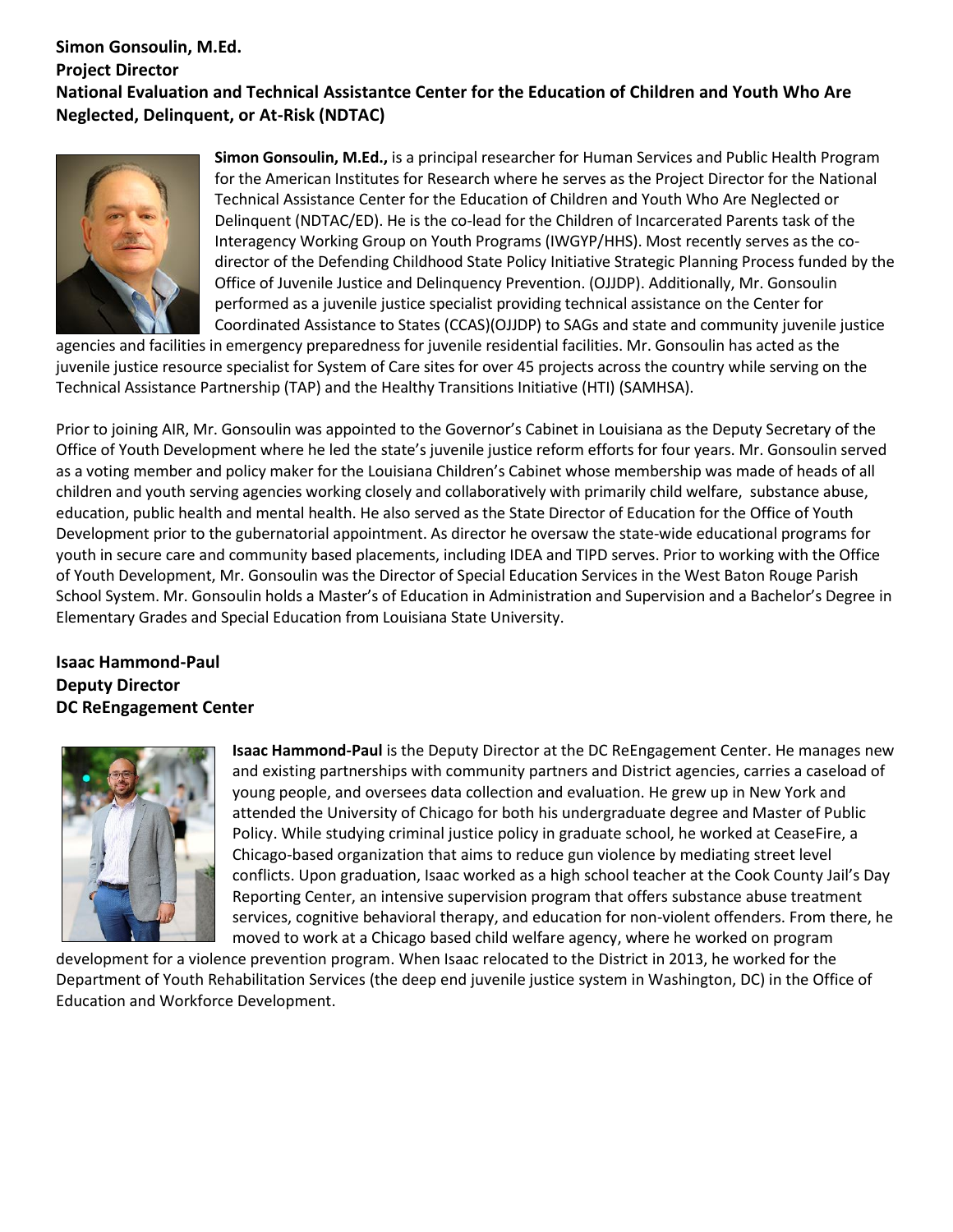**Simon Gonsoulin, M.Ed.**
**Project Director**
**National Evaluation and Technical Assistantce Center for the Education of Children and Youth Who Are Neglected, Delinquent, or At-Risk (NDTAC)**

**Simon Gonsoulin, M.Ed.,** is a principal researcher for Human Services and Public Health Program for the American Institutes for Research where he serves as the Project Director for the National Technical Assistance Center for the Education of Children and Youth Who Are Neglected or Delinquent (NDTAC/ED). He is the co-lead for the Children of Incarcerated Parents task of the Interagency Working Group on Youth Programs (IWGYP/HHS). Most recently serves as the co-director of the Defending Childhood State Policy Initiative Strategic Planning Process funded by the Office of Juvenile Justice and Delinquency Prevention. (OJJDP). Additionally, Mr. Gonsoulin performed as a juvenile justice specialist providing technical assistance on the Center for Coordinated Assistance to States (CCAS)(OJJDP) to SAGs and state and community juvenile justice agencies and facilities in emergency preparedness for juvenile residential facilities. Mr. Gonsoulin has acted as the juvenile justice resource specialist for System of Care sites for over 45 projects across the country while serving on the Technical Assistance Partnership (TAP) and the Healthy Transitions Initiative (HTI) (SAMHSA).

Prior to joining AIR, Mr. Gonsoulin was appointed to the Governor's Cabinet in Louisiana as the Deputy Secretary of the Office of Youth Development where he led the state's juvenile justice reform efforts for four years. Mr. Gonsoulin served as a voting member and policy maker for the Louisiana Children's Cabinet whose membership was made of heads of all children and youth serving agencies working closely and collaboratively with primarily child welfare, substance abuse, education, public health and mental health. He also served as the State Director of Education for the Office of Youth Development prior to the gubernatorial appointment. As director he oversaw the state-wide educational programs for youth in secure care and community based placements, including IDEA and TIPD serves. Prior to working with the Office of Youth Development, Mr. Gonsoulin was the Director of Special Education Services in the West Baton Rouge Parish School System. Mr. Gonsoulin holds a Master's of Education in Administration and Supervision and a Bachelor's Degree in Elementary Grades and Special Education from Louisiana State University.

**Isaac Hammond-Paul**
**Deputy Director**
**DC ReEngagement Center**

**Isaac Hammond-Paul** is the Deputy Director at the DC ReEngagement Center. He manages new and existing partnerships with community partners and District agencies, carries a caseload of young people, and oversees data collection and evaluation. He grew up in New York and attended the University of Chicago for both his undergraduate degree and Master of Public Policy. While studying criminal justice policy in graduate school, he worked at CeaseFire, a Chicago-based organization that aims to reduce gun violence by mediating street level conflicts. Upon graduation, Isaac worked as a high school teacher at the Cook County Jail's Day Reporting Center, an intensive supervision program that offers substance abuse treatment services, cognitive behavioral therapy, and education for non-violent offenders. From there, he moved to work at a Chicago based child welfare agency, where he worked on program development for a violence prevention program. When Isaac relocated to the District in 2013, he worked for the Department of Youth Rehabilitation Services (the deep end juvenile justice system in Washington, DC) in the Office of Education and Workforce Development.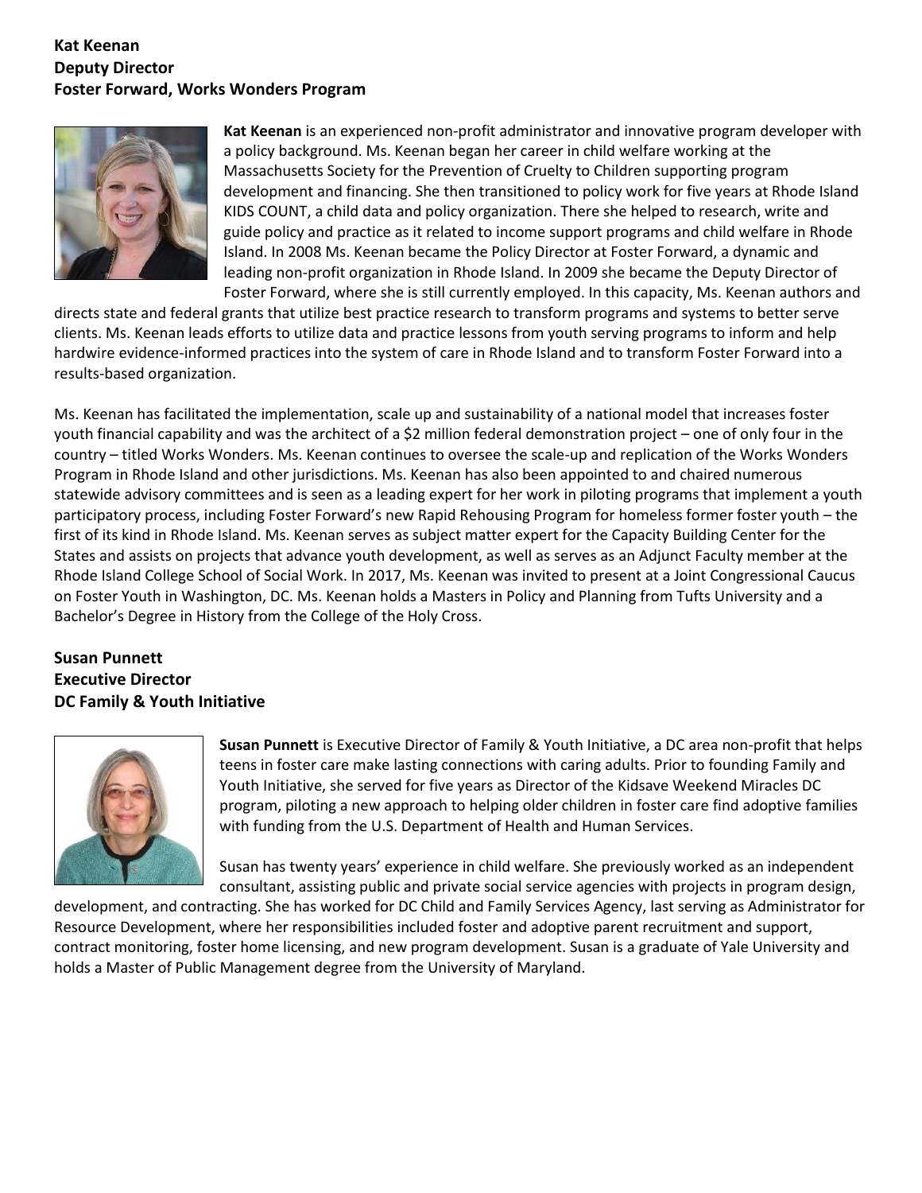**Kat Keenan**
**Deputy Director**
**Foster Forward, Works Wonders Program**

**Kat Keenan** is an experienced non-profit administrator and innovative program developer with a policy background. Ms. Keenan began her career in child welfare working at the Massachusetts Society for the Prevention of Cruelty to Children supporting program development and financing. She then transitioned to policy work for five years at Rhode Island KIDS COUNT, a child data and policy organization. There she helped to research, write and guide policy and practice as it related to income support programs and child welfare in Rhode Island. In 2008 Ms. Keenan became the Policy Director at Foster Forward, a dynamic and leading non-profit organization in Rhode Island. In 2009 she became the Deputy Director of Foster Forward, where she is still currently employed. In this capacity, Ms. Keenan authors and directs state and federal grants that utilize best practice research to transform programs and systems to better serve clients. Ms. Keenan leads efforts to utilize data and practice lessons from youth serving programs to inform and help hardwire evidence-informed practices into the system of care in Rhode Island and to transform Foster Forward into a results-based organization.

Ms. Keenan has facilitated the implementation, scale up and sustainability of a national model that increases foster youth financial capability and was the architect of a $2 million federal demonstration project – one of only four in the country – titled Works Wonders. Ms. Keenan continues to oversee the scale-up and replication of the Works Wonders Program in Rhode Island and other jurisdictions. Ms. Keenan has also been appointed to and chaired numerous statewide advisory committees and is seen as a leading expert for her work in piloting programs that implement a youth participatory process, including Foster Forward's new Rapid Rehousing Program for homeless former foster youth – the first of its kind in Rhode Island. Ms. Keenan serves as subject matter expert for the Capacity Building Center for the States and assists on projects that advance youth development, as well as serves as an Adjunct Faculty member at the Rhode Island College School of Social Work. In 2017, Ms. Keenan was invited to present at a Joint Congressional Caucus on Foster Youth in Washington, DC. Ms. Keenan holds a Masters in Policy and Planning from Tufts University and a Bachelor's Degree in History from the College of the Holy Cross.

**Susan Punnett**
**Executive Director**
**DC Family & Youth Initiative**

**Susan Punnett** is Executive Director of Family & Youth Initiative, a DC area non-profit that helps teens in foster care make lasting connections with caring adults. Prior to founding Family and Youth Initiative, she served for five years as Director of the Kidsave Weekend Miracles DC program, piloting a new approach to helping older children in foster care find adoptive families with funding from the U.S. Department of Health and Human Services.

Susan has twenty years' experience in child welfare. She previously worked as an independent consultant, assisting public and private social service agencies with projects in program design, development, and contracting. She has worked for DC Child and Family Services Agency, last serving as Administrator for Resource Development, where her responsibilities included foster and adoptive parent recruitment and support, contract monitoring, foster home licensing, and new program development. Susan is a graduate of Yale University and holds a Master of Public Management degree from the University of Maryland.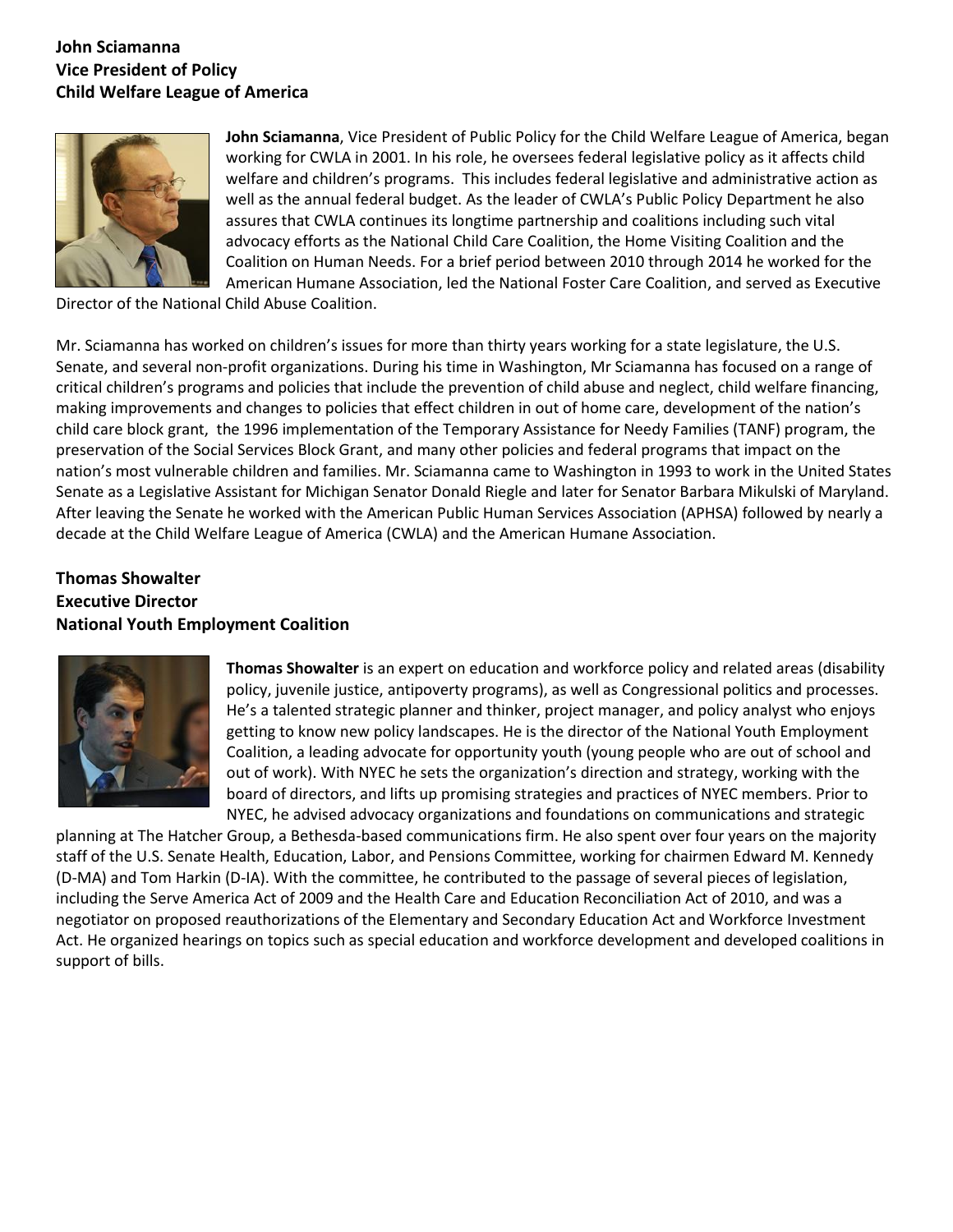**John Sciamanna**
**Vice President of Policy**
**Child Welfare League of America**

**John Sciamanna**, Vice President of Public Policy for the Child Welfare League of America, began working for CWLA in 2001. In his role, he oversees federal legislative policy as it affects child welfare and children's programs. This includes federal legislative and administrative action as well as the annual federal budget. As the leader of CWLA's Public Policy Department he also assures that CWLA continues its longtime partnership and coalitions including such vital advocacy efforts as the National Child Care Coalition, the Home Visiting Coalition and the Coalition on Human Needs. For a brief period between 2010 through 2014 he worked for the American Humane Association, led the National Foster Care Coalition, and served as Executive Director of the National Child Abuse Coalition.

Mr. Sciamanna has worked on children's issues for more than thirty years working for a state legislature, the U.S. Senate, and several non-profit organizations. During his time in Washington, Mr Sciamanna has focused on a range of critical children's programs and policies that include the prevention of child abuse and neglect, child welfare financing, making improvements and changes to policies that effect children in out of home care, development of the nation's child care block grant, the 1996 implementation of the Temporary Assistance for Needy Families (TANF) program, the preservation of the Social Services Block Grant, and many other policies and federal programs that impact on the nation's most vulnerable children and families. Mr. Sciamanna came to Washington in 1993 to work in the United States Senate as a Legislative Assistant for Michigan Senator Donald Riegle and later for Senator Barbara Mikulski of Maryland. After leaving the Senate he worked with the American Public Human Services Association (APHSA) followed by nearly a decade at the Child Welfare League of America (CWLA) and the American Humane Association.

**Thomas Showalter**
**Executive Director**
**National Youth Employment Coalition**

**Thomas Showalter** is an expert on education and workforce policy and related areas (disability policy, juvenile justice, antipoverty programs), as well as Congressional politics and processes. He's a talented strategic planner and thinker, project manager, and policy analyst who enjoys getting to know new policy landscapes. He is the director of the National Youth Employment Coalition, a leading advocate for opportunity youth (young people who are out of school and out of work). With NYEC he sets the organization's direction and strategy, working with the board of directors, and lifts up promising strategies and practices of NYEC members. Prior to NYEC, he advised advocacy organizations and foundations on communications and strategic planning at The Hatcher Group, a Bethesda-based communications firm. He also spent over four years on the majority staff of the U.S. Senate Health, Education, Labor, and Pensions Committee, working for chairmen Edward M. Kennedy (D-MA) and Tom Harkin (D-IA). With the committee, he contributed to the passage of several pieces of legislation, including the Serve America Act of 2009 and the Health Care and Education Reconciliation Act of 2010, and was a negotiator on proposed reauthorizations of the Elementary and Secondary Education Act and Workforce Investment Act. He organized hearings on topics such as special education and workforce development and developed coalitions in support of bills.